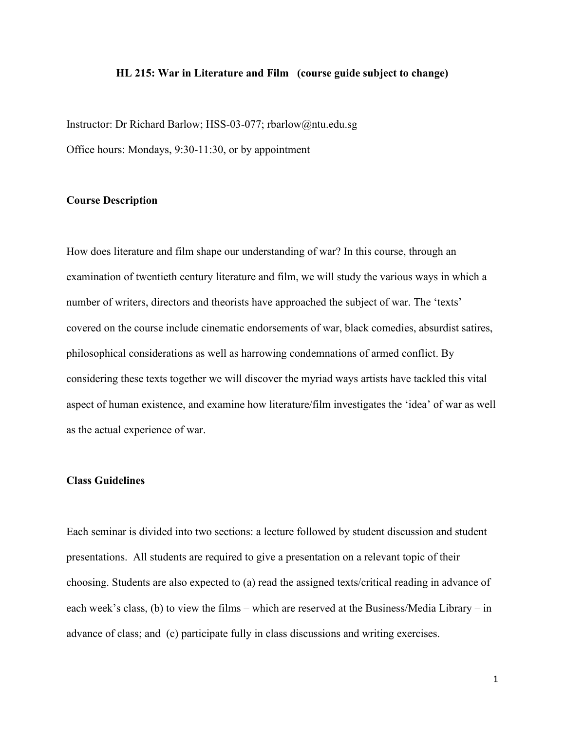# HL 215: War in Literature and Film (course guide subject to change)

Instructor: Dr Richard Barlow; HSS-03-077; rbarlow@ntu.edu.sg

Office hours: Mondays, 9:30-11:30, or by appointment

## Course Description

How does literature and film shape our understanding of war? In this course, through an examination of twentieth century literature and film, we will study the various ways in which a number of writers, directors and theorists have approached the subject of war. The 'texts' covered on the course include cinematic endorsements of war, black comedies, absurdist satires, philosophical considerations as well as harrowing condemnations of armed conflict. By considering these texts together we will discover the myriad ways artists have tackled this vital aspect of human existence, and examine how literature/film investigates the 'idea' of war as well as the actual experience of war.

## Class Guidelines

Each seminar is divided into two sections: a lecture followed by student discussion and student presentations. All students are required to give a presentation on a relevant topic of their choosing. Students are also expected to (a) read the assigned texts/critical reading in advance of each week's class, (b) to view the films – which are reserved at the Business/Media Library – in advance of class; and (c) participate fully in class discussions and writing exercises.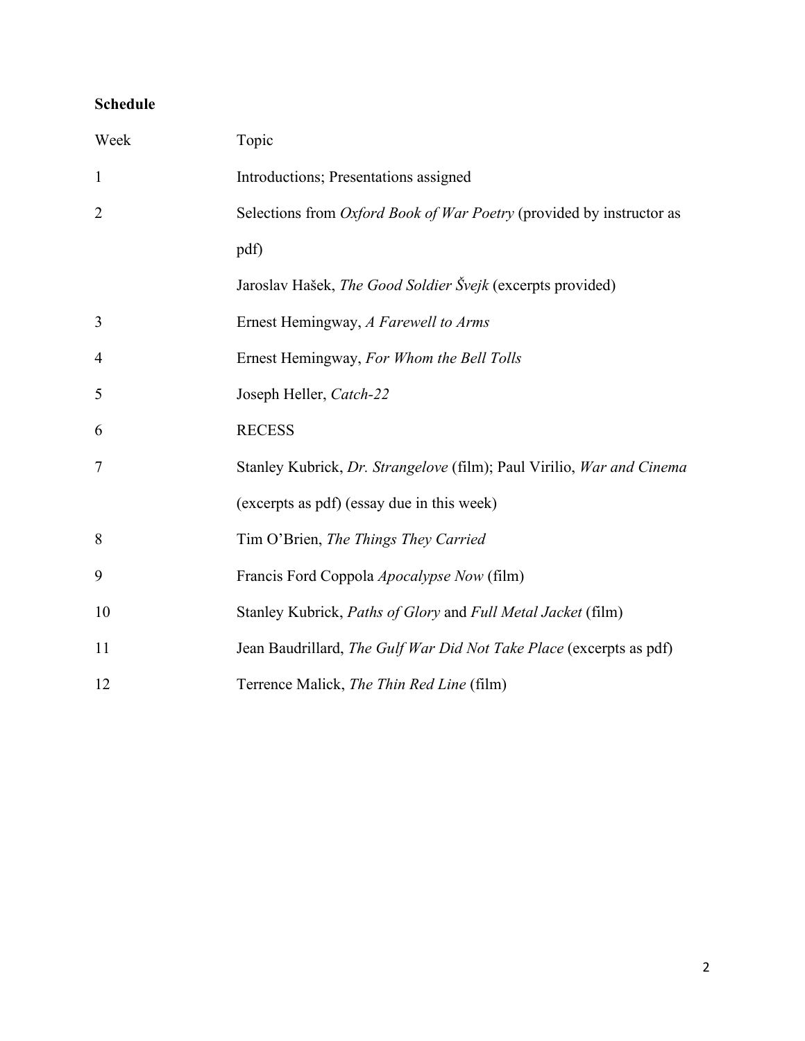**Schedule**

| Week | Topic |
| --- | --- |
| 1 | Introductions; Presentations assigned |
| 2 | Selections from *Oxford Book of War Poetry* (provided by instructor as pdf)<br>Jaroslav Hašek, *The Good Soldier Švejk* (excerpts provided) |
| 3 | Ernest Hemingway, *A Farewell to Arms* |
| 4 | Ernest Hemingway, *For Whom the Bell Tolls* |
| 5 | Joseph Heller, *Catch-22* |
| 6 | RECESS |
| 7 | Stanley Kubrick, *Dr. Strangelove* (film); Paul Virilio, *War and Cinema* (excerpts as pdf) (essay due in this week) |
| 8 | Tim O'Brien, *The Things They Carried* |
| 9 | Francis Ford Coppola *Apocalypse Now* (film) |
| 10 | Stanley Kubrick, *Paths of Glory* and *Full Metal Jacket* (film) |
| 11 | Jean Baudrillard, *The Gulf War Did Not Take Place* (excerpts as pdf) |
| 12 | Terrence Malick, *The Thin Red Line* (film) |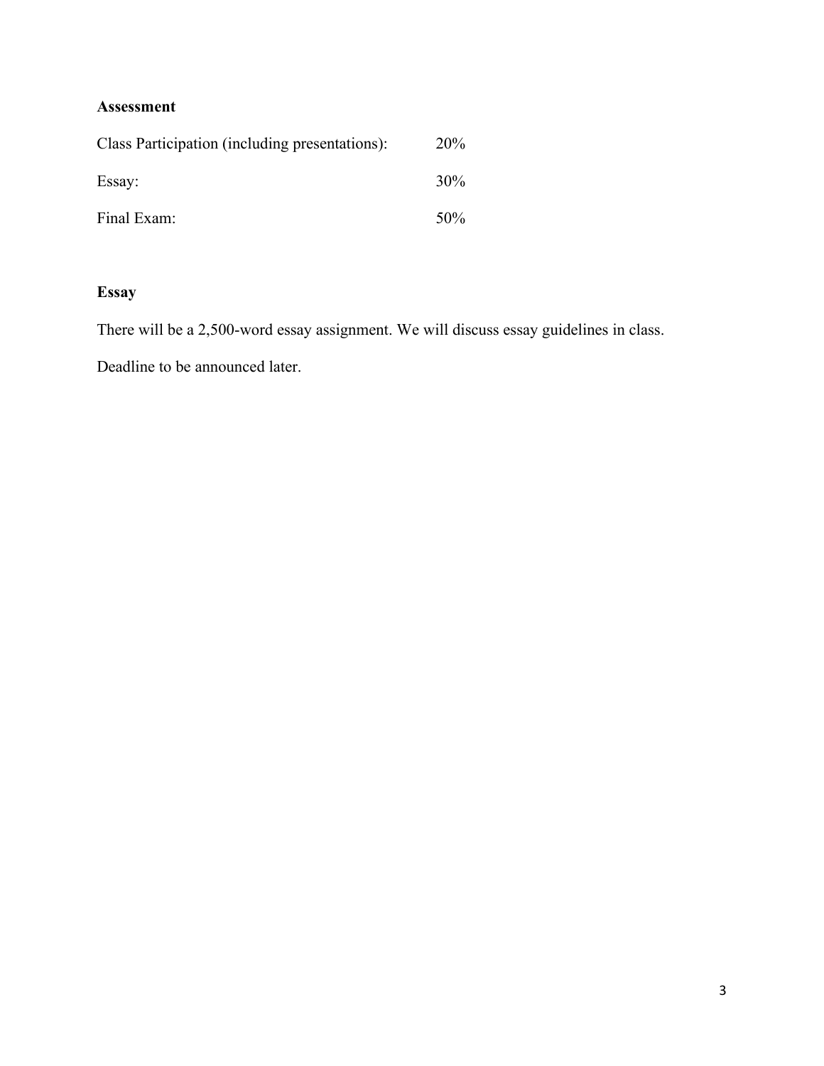**Assessment**

| | |
|---|---|
| Class Participation (including presentations): | 20% |
| Essay: | 30% |
| Final Exam: | 50% |

**Essay**

There will be a 2,500-word essay assignment. We will discuss essay guidelines in class.

Deadline to be announced later.